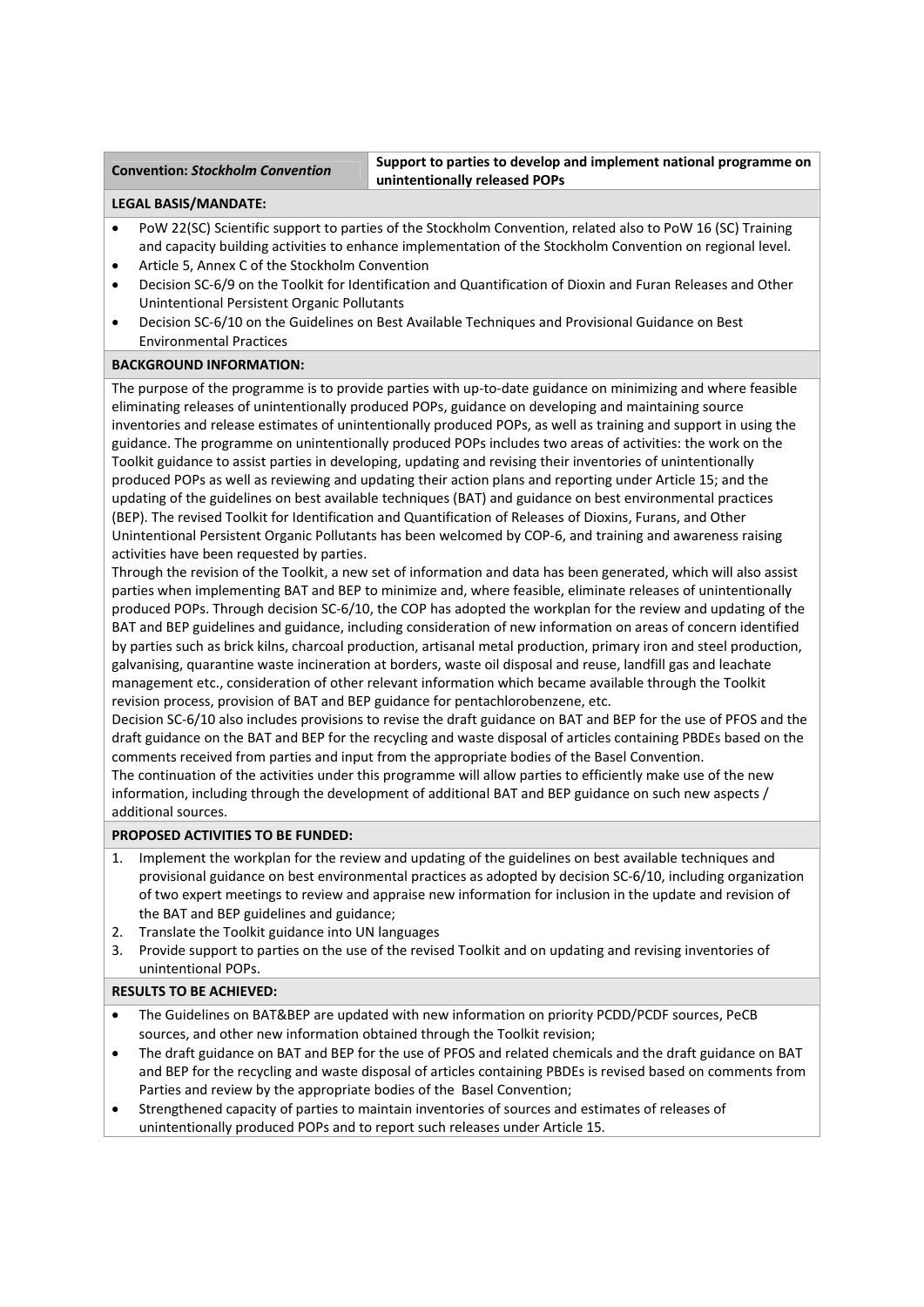| **Convention: *Stockholm Convention*** | **Support to parties to develop and implement national programme on unintentionally released POPs** |
|---|---|

**LEGAL BASIS/MANDATE:**

- PoW 22(SC) Scientific support to parties of the Stockholm Convention, related also to PoW 16 (SC) Training and capacity building activities to enhance implementation of the Stockholm Convention on regional level.
- Article 5, Annex C of the Stockholm Convention
- Decision SC-6/9 on the Toolkit for Identification and Quantification of Dioxin and Furan Releases and Other Unintentional Persistent Organic Pollutants
- Decision SC-6/10 on the Guidelines on Best Available Techniques and Provisional Guidance on Best Environmental Practices

**BACKGROUND INFORMATION:**

The purpose of the programme is to provide parties with up-to-date guidance on minimizing and where feasible eliminating releases of unintentionally produced POPs, guidance on developing and maintaining source inventories and release estimates of unintentionally produced POPs, as well as training and support in using the guidance. The programme on unintentionally produced POPs includes two areas of activities: the work on the Toolkit guidance to assist parties in developing, updating and revising their inventories of unintentionally produced POPs as well as reviewing and updating their action plans and reporting under Article 15; and the updating of the guidelines on best available techniques (BAT) and guidance on best environmental practices (BEP). The revised Toolkit for Identification and Quantification of Releases of Dioxins, Furans, and Other Unintentional Persistent Organic Pollutants has been welcomed by COP-6, and training and awareness raising activities have been requested by parties.

Through the revision of the Toolkit, a new set of information and data has been generated, which will also assist parties when implementing BAT and BEP to minimize and, where feasible, eliminate releases of unintentionally produced POPs. Through decision SC-6/10, the COP has adopted the workplan for the review and updating of the BAT and BEP guidelines and guidance, including consideration of new information on areas of concern identified by parties such as brick kilns, charcoal production, artisanal metal production, primary iron and steel production, galvanising, quarantine waste incineration at borders, waste oil disposal and reuse, landfill gas and leachate management etc., consideration of other relevant information which became available through the Toolkit revision process, provision of BAT and BEP guidance for pentachlorobenzene, etc.

Decision SC-6/10 also includes provisions to revise the draft guidance on BAT and BEP for the use of PFOS and the draft guidance on the BAT and BEP for the recycling and waste disposal of articles containing PBDEs based on the comments received from parties and input from the appropriate bodies of the Basel Convention.

The continuation of the activities under this programme will allow parties to efficiently make use of the new information, including through the development of additional BAT and BEP guidance on such new aspects / additional sources.

**PROPOSED ACTIVITIES TO BE FUNDED:**

1. Implement the workplan for the review and updating of the guidelines on best available techniques and provisional guidance on best environmental practices as adopted by decision SC-6/10, including organization of two expert meetings to review and appraise new information for inclusion in the update and revision of the BAT and BEP guidelines and guidance;
2. Translate the Toolkit guidance into UN languages
3. Provide support to parties on the use of the revised Toolkit and on updating and revising inventories of unintentional POPs.

**RESULTS TO BE ACHIEVED:**

- The Guidelines on BAT&BEP are updated with new information on priority PCDD/PCDF sources, PeCB sources, and other new information obtained through the Toolkit revision;
- The draft guidance on BAT and BEP for the use of PFOS and related chemicals and the draft guidance on BAT and BEP for the recycling and waste disposal of articles containing PBDEs is revised based on comments from Parties and review by the appropriate bodies of the Basel Convention;
- Strengthened capacity of parties to maintain inventories of sources and estimates of releases of unintentionally produced POPs and to report such releases under Article 15.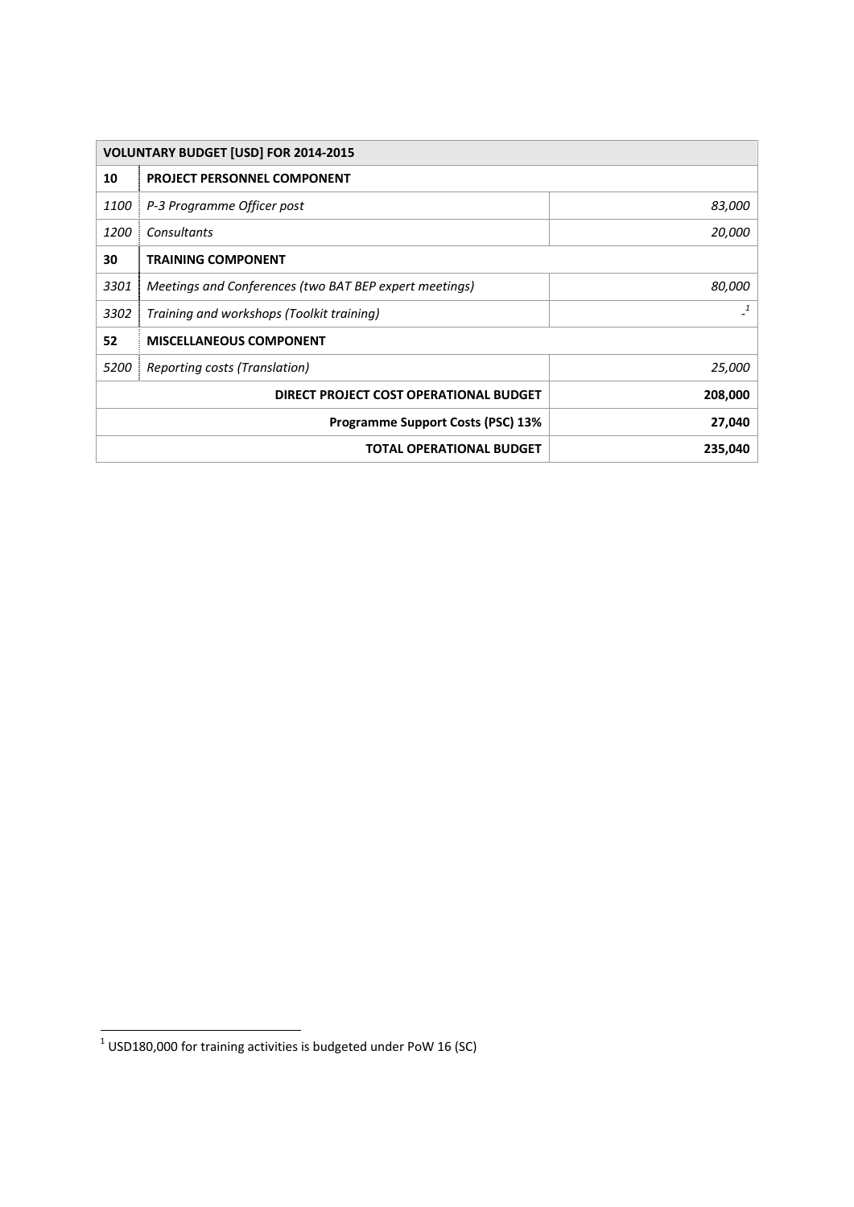| VOLUNTARY BUDGET [USD] FOR 2014-2015 | | |
|---|---|---|
| **10** | **PROJECT PERSONNEL COMPONENT** | |
| *1100* | *P-3 Programme Officer post* | *83,000* |
| *1200* | *Consultants* | *20,000* |
| **30** | **TRAINING COMPONENT** | |
| *3301* | *Meetings and Conferences (two BAT BEP expert meetings)* | *80,000* |
| *3302* | *Training and workshops (Toolkit training)* | *-*[1] |
| **52** | **MISCELLANEOUS COMPONENT** | |
| *5200* | *Reporting costs (Translation)* | *25,000* |
| | **DIRECT PROJECT COST OPERATIONAL BUDGET** | **208,000** |
| | **Programme Support Costs (PSC) 13%** | **27,040** |
| | **TOTAL OPERATIONAL BUDGET** | **235,040** |

[1] USD180,000 for training activities is budgeted under PoW 16 (SC)